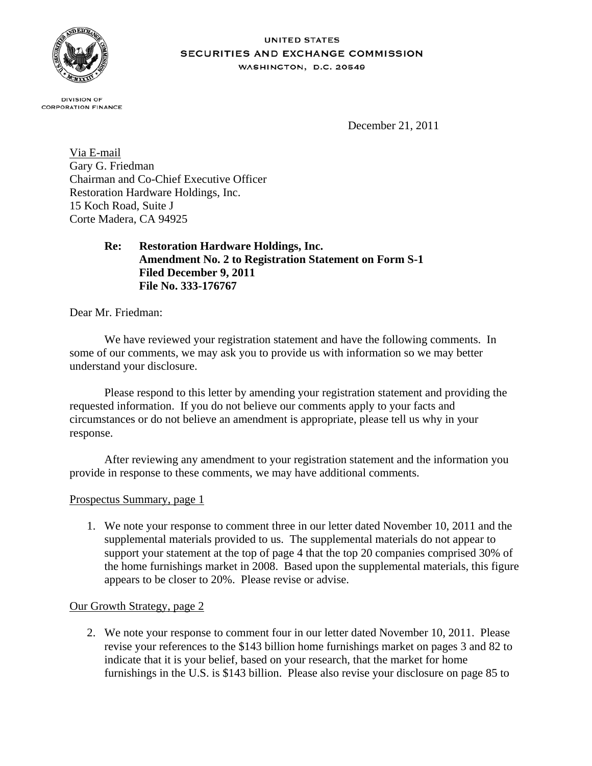UNITED STATES
SECURITIES AND EXCHANGE COMMISSION
WASHINGTON, D.C. 20549

DIVISION OF
CORPORATION FINANCE

December 21, 2011

Via E-mail
Gary G. Friedman
Chairman and Co-Chief Executive Officer
Restoration Hardware Holdings, Inc.
15 Koch Road, Suite J
Corte Madera, CA 94925

**Re: Restoration Hardware Holdings, Inc.**
**Amendment No. 2 to Registration Statement on Form S-1**
**Filed December 9, 2011**
**File No. 333-176767**

Dear Mr. Friedman:

We have reviewed your registration statement and have the following comments. In some of our comments, we may ask you to provide us with information so we may better understand your disclosure.

Please respond to this letter by amending your registration statement and providing the requested information. If you do not believe our comments apply to your facts and circumstances or do not believe an amendment is appropriate, please tell us why in your response.

After reviewing any amendment to your registration statement and the information you provide in response to these comments, we may have additional comments.

Prospectus Summary, page 1

1. We note your response to comment three in our letter dated November 10, 2011 and the supplemental materials provided to us. The supplemental materials do not appear to support your statement at the top of page 4 that the top 20 companies comprised 30% of the home furnishings market in 2008. Based upon the supplemental materials, this figure appears to be closer to 20%. Please revise or advise.

Our Growth Strategy, page 2

2. We note your response to comment four in our letter dated November 10, 2011. Please revise your references to the $143 billion home furnishings market on pages 3 and 82 to indicate that it is your belief, based on your research, that the market for home furnishings in the U.S. is $143 billion. Please also revise your disclosure on page 85 to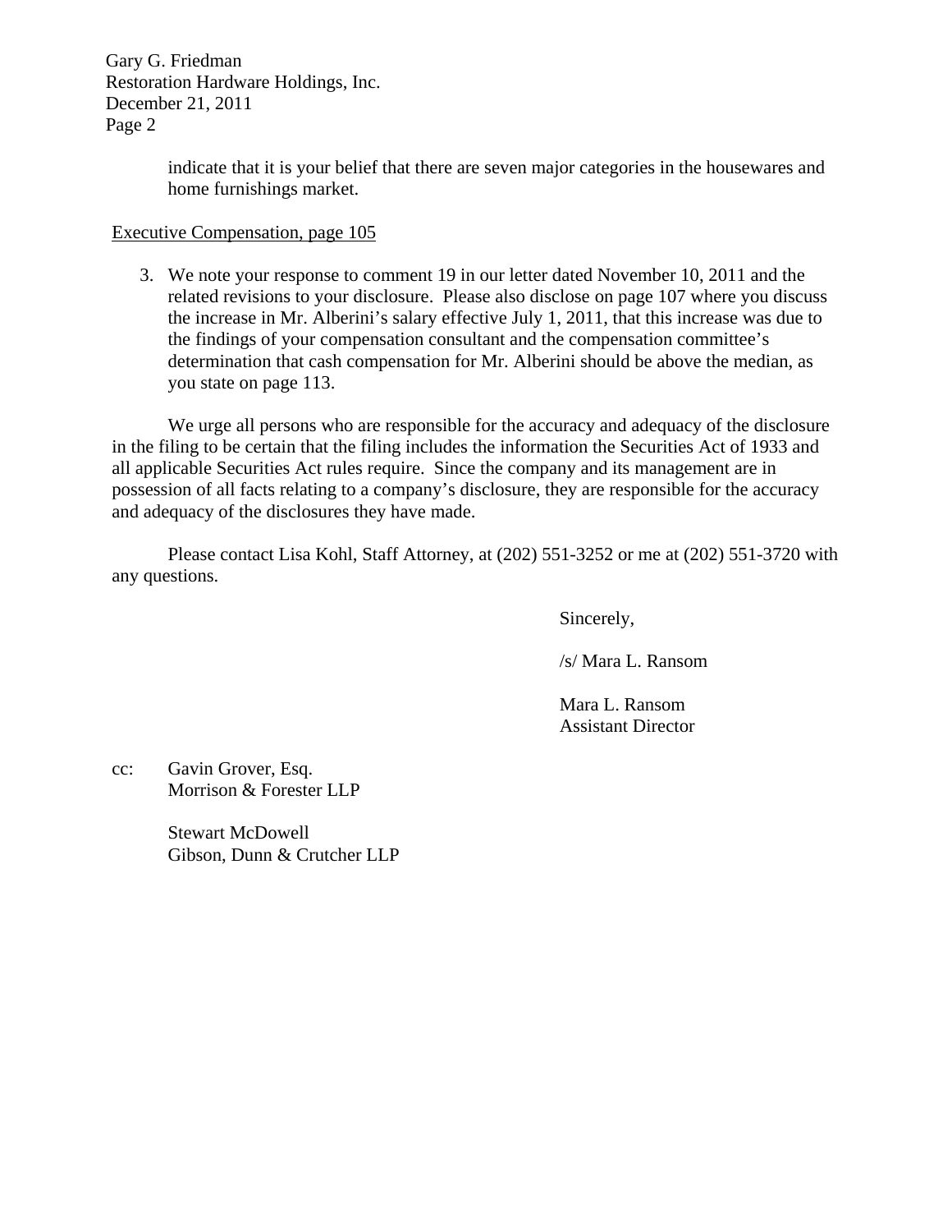indicate that it is your belief that there are seven major categories in the housewares and home furnishings market.

Executive Compensation, page 105

3. We note your response to comment 19 in our letter dated November 10, 2011 and the related revisions to your disclosure. Please also disclose on page 107 where you discuss the increase in Mr. Alberini's salary effective July 1, 2011, that this increase was due to the findings of your compensation consultant and the compensation committee's determination that cash compensation for Mr. Alberini should be above the median, as you state on page 113.

We urge all persons who are responsible for the accuracy and adequacy of the disclosure in the filing to be certain that the filing includes the information the Securities Act of 1933 and all applicable Securities Act rules require. Since the company and its management are in possession of all facts relating to a company's disclosure, they are responsible for the accuracy and adequacy of the disclosures they have made.

Please contact Lisa Kohl, Staff Attorney, at (202) 551-3252 or me at (202) 551-3720 with any questions.

Sincerely,

/s/ Mara L. Ransom

Mara L. Ransom
Assistant Director

cc: Gavin Grover, Esq.
Morrison & Forester LLP

Stewart McDowell
Gibson, Dunn & Crutcher LLP